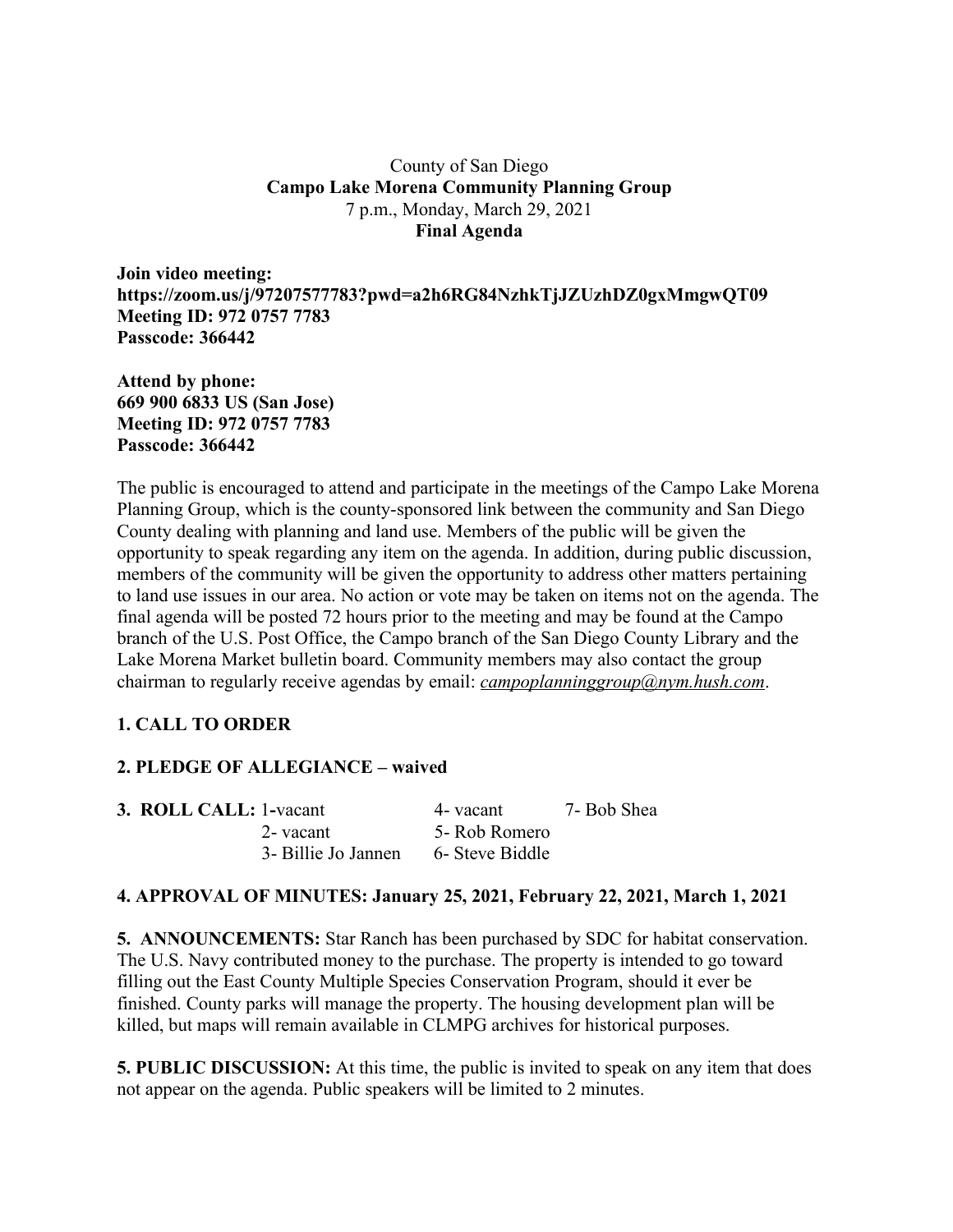County of San Diego
**Campo Lake Morena Community Planning Group**
7 p.m., Monday, March 29, 2021
**Final Agenda**

**Join video meeting:**
**https://zoom.us/j/97207577783?pwd=a2h6RG84NzhkTjJZUzhDZ0gxMmgwQT09**
**Meeting ID: 972 0757 7783**
**Passcode: 366442**

**Attend by phone:**
**669 900 6833 US (San Jose)**
**Meeting ID: 972 0757 7783**
**Passcode: 366442**

The public is encouraged to attend and participate in the meetings of the Campo Lake Morena Planning Group, which is the county-sponsored link between the community and San Diego County dealing with planning and land use. Members of the public will be given the opportunity to speak regarding any item on the agenda. In addition, during public discussion, members of the community will be given the opportunity to address other matters pertaining to land use issues in our area. No action or vote may be taken on items not on the agenda. The final agenda will be posted 72 hours prior to the meeting and may be found at the Campo branch of the U.S. Post Office, the Campo branch of the San Diego County Library and the Lake Morena Market bulletin board. Community members may also contact the group chairman to regularly receive agendas by email: *campoplanninggroup@nym.hush.com*.

**1. CALL TO ORDER**

**2. PLEDGE OF ALLEGIANCE – waived**

**3. ROLL CALL:**

| | | |
|---|---|---|
| 1-vacant | 4- vacant | 7- Bob Shea |
| 2- vacant | 5- Rob Romero | |
| 3- Billie Jo Jannen | 6- Steve Biddle | |

**4. APPROVAL OF MINUTES: January 25, 2021, February 22, 2021, March 1, 2021**

**5. ANNOUNCEMENTS:** Star Ranch has been purchased by SDC for habitat conservation. The U.S. Navy contributed money to the purchase. The property is intended to go toward filling out the East County Multiple Species Conservation Program, should it ever be finished. County parks will manage the property. The housing development plan will be killed, but maps will remain available in CLMPG archives for historical purposes.

**5. PUBLIC DISCUSSION:** At this time, the public is invited to speak on any item that does not appear on the agenda. Public speakers will be limited to 2 minutes.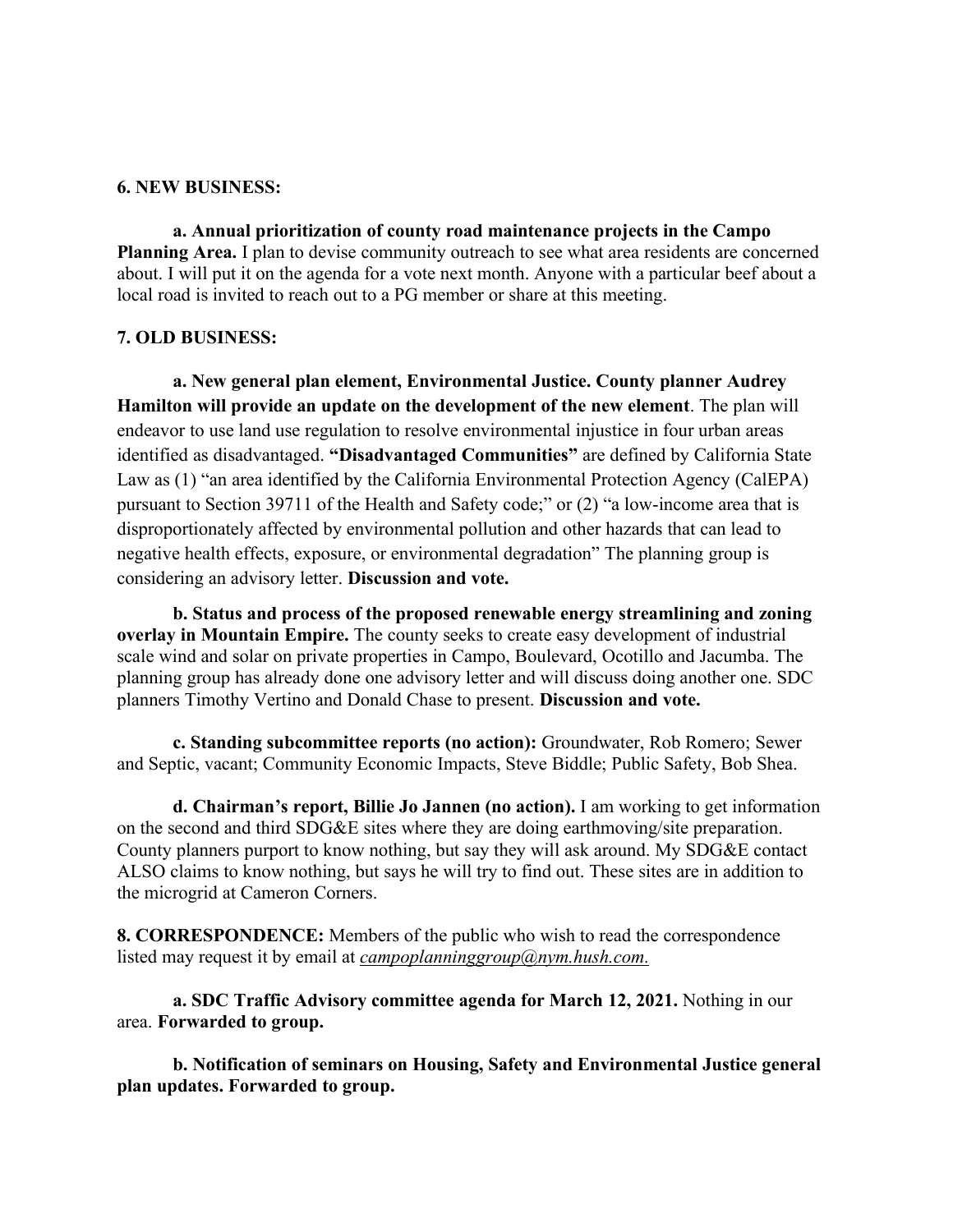**6. NEW BUSINESS:**

**a. Annual prioritization of county road maintenance projects in the Campo Planning Area.** I plan to devise community outreach to see what area residents are concerned about. I will put it on the agenda for a vote next month. Anyone with a particular beef about a local road is invited to reach out to a PG member or share at this meeting.

**7. OLD BUSINESS:**

**a. New general plan element, Environmental Justice. County planner Audrey Hamilton will provide an update on the development of the new element**. The plan will endeavor to use land use regulation to resolve environmental injustice in four urban areas identified as disadvantaged. **"Disadvantaged Communities"** are defined by California State Law as (1) "an area identified by the California Environmental Protection Agency (CalEPA) pursuant to Section 39711 of the Health and Safety code;" or (2) "a low-income area that is disproportionately affected by environmental pollution and other hazards that can lead to negative health effects, exposure, or environmental degradation" The planning group is considering an advisory letter. **Discussion and vote.**

**b. Status and process of the proposed renewable energy streamlining and zoning overlay in Mountain Empire.** The county seeks to create easy development of industrial scale wind and solar on private properties in Campo, Boulevard, Ocotillo and Jacumba. The planning group has already done one advisory letter and will discuss doing another one. SDC planners Timothy Vertino and Donald Chase to present. **Discussion and vote.**

**c. Standing subcommittee reports (no action):** Groundwater, Rob Romero; Sewer and Septic, vacant; Community Economic Impacts, Steve Biddle; Public Safety, Bob Shea.

**d. Chairman's report, Billie Jo Jannen (no action).** I am working to get information on the second and third SDG&E sites where they are doing earthmoving/site preparation. County planners purport to know nothing, but say they will ask around. My SDG&E contact ALSO claims to know nothing, but says he will try to find out. These sites are in addition to the microgrid at Cameron Corners.

**8. CORRESPONDENCE:** Members of the public who wish to read the correspondence listed may request it by email at *campoplanninggroup@nym.hush.com.*

**a. SDC Traffic Advisory committee agenda for March 12, 2021.** Nothing in our area. **Forwarded to group.**

**b. Notification of seminars on Housing, Safety and Environmental Justice general plan updates. Forwarded to group.**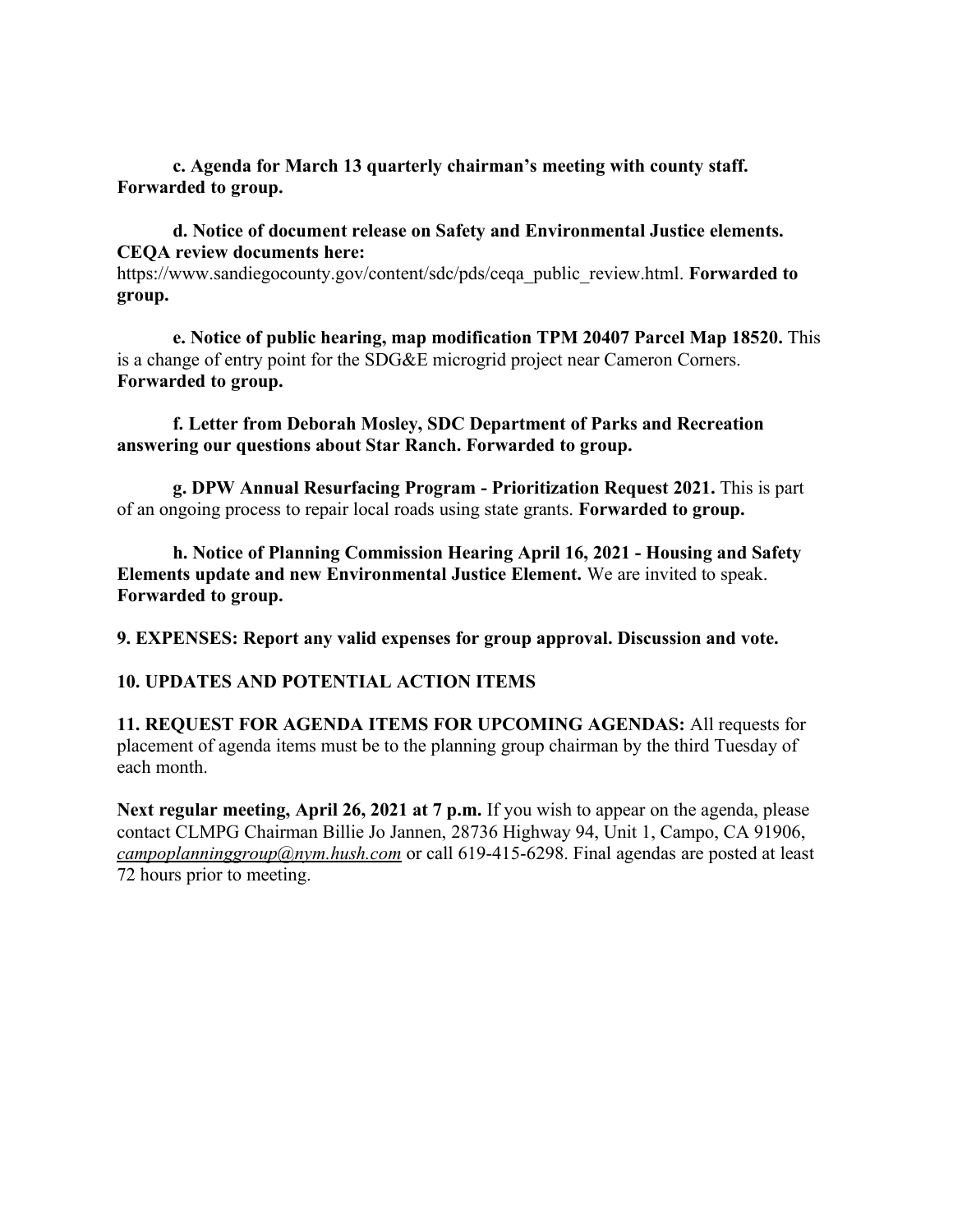**c. Agenda for March 13 quarterly chairman's meeting with county staff. Forwarded to group.**

**d. Notice of document release on Safety and Environmental Justice elements. CEQA review documents here:** https://www.sandiegocounty.gov/content/sdc/pds/ceqa_public_review.html. **Forwarded to group.**

**e. Notice of public hearing, map modification TPM 20407 Parcel Map 18520.** This is a change of entry point for the SDG&E microgrid project near Cameron Corners. **Forwarded to group.**

**f. Letter from Deborah Mosley, SDC Department of Parks and Recreation answering our questions about Star Ranch. Forwarded to group.**

**g. DPW Annual Resurfacing Program - Prioritization Request 2021.** This is part of an ongoing process to repair local roads using state grants. **Forwarded to group.**

**h. Notice of Planning Commission Hearing April 16, 2021 - Housing and Safety Elements update and new Environmental Justice Element.** We are invited to speak. **Forwarded to group.**

**9. EXPENSES: Report any valid expenses for group approval. Discussion and vote.**

**10. UPDATES AND POTENTIAL ACTION ITEMS**

**11. REQUEST FOR AGENDA ITEMS FOR UPCOMING AGENDAS:** All requests for placement of agenda items must be to the planning group chairman by the third Tuesday of each month.

**Next regular meeting, April 26, 2021 at 7 p.m.** If you wish to appear on the agenda, please contact CLMPG Chairman Billie Jo Jannen, 28736 Highway 94, Unit 1, Campo, CA 91906, *campoplanninggroup@nym.hush.com* or call 619-415-6298. Final agendas are posted at least 72 hours prior to meeting.